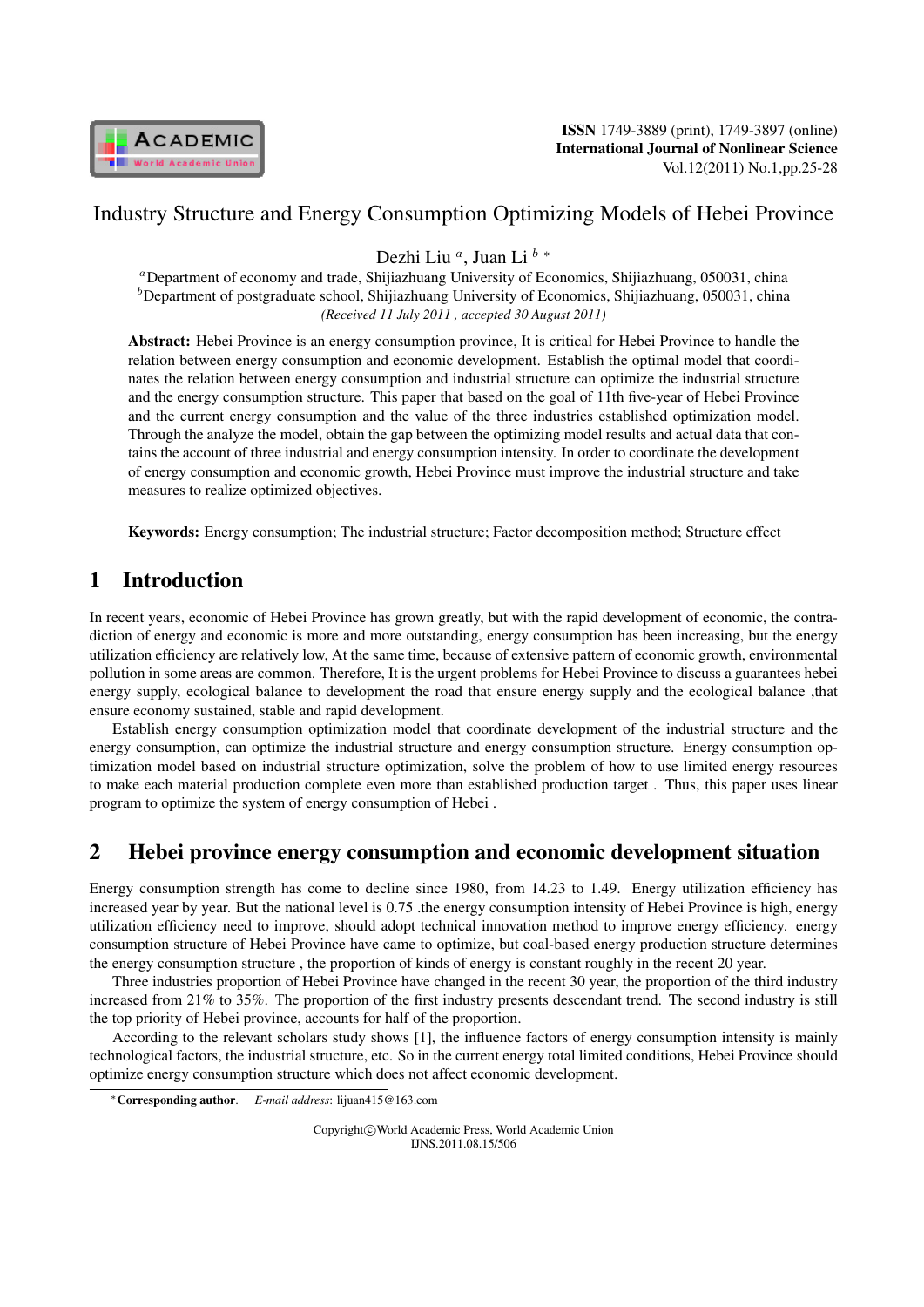# Industry Structure and Energy Consumption Optimizing Models of Hebei Province

Dezhi Liu [a], Juan Li [b] *

[a]Department of economy and trade, Shijiazhuang University of Economics, Shijiazhuang, 050031, china
[b]Department of postgraduate school, Shijiazhuang University of Economics, Shijiazhuang, 050031, china

*(Received 11 July 2011 , accepted 30 August 2011)*

**Abstract:** Hebei Province is an energy consumption province, It is critical for Hebei Province to handle the relation between energy consumption and economic development. Establish the optimal model that coordinates the relation between energy consumption and industrial structure can optimize the industrial structure and the energy consumption structure. This paper that based on the goal of 11th five-year of Hebei Province and the current energy consumption and the value of the three industries established optimization model. Through the analyze the model, obtain the gap between the optimizing model results and actual data that contains the account of three industrial and energy consumption intensity. In order to coordinate the development of energy consumption and economic growth, Hebei Province must improve the industrial structure and take measures to realize optimized objectives.

**Keywords:** Energy consumption; The industrial structure; Factor decomposition method; Structure effect

## 1 Introduction

In recent years, economic of Hebei Province has grown greatly, but with the rapid development of economic, the contradiction of energy and economic is more and more outstanding, energy consumption has been increasing, but the energy utilization efficiency are relatively low, At the same time, because of extensive pattern of economic growth, environmental pollution in some areas are common. Therefore, It is the urgent problems for Hebei Province to discuss a guarantees hebei energy supply, ecological balance to development the road that ensure energy supply and the ecological balance ,that ensure economy sustained, stable and rapid development.

Establish energy consumption optimization model that coordinate development of the industrial structure and the energy consumption, can optimize the industrial structure and energy consumption structure. Energy consumption optimization model based on industrial structure optimization, solve the problem of how to use limited energy resources to make each material production complete even more than established production target . Thus, this paper uses linear program to optimize the system of energy consumption of Hebei .

## 2 Hebei province energy consumption and economic development situation

Energy consumption strength has come to decline since 1980, from 14.23 to 1.49. Energy utilization efficiency has increased year by year. But the national level is 0.75 .the energy consumption intensity of Hebei Province is high, energy utilization efficiency need to improve, should adopt technical innovation method to improve energy efficiency. energy consumption structure of Hebei Province have came to optimize, but coal-based energy production structure determines the energy consumption structure , the proportion of kinds of energy is constant roughly in the recent 20 year.

Three industries proportion of Hebei Province have changed in the recent 30 year, the proportion of the third industry increased from 21% to 35%. The proportion of the first industry presents descendant trend. The second industry is still the top priority of Hebei province, accounts for half of the proportion.

According to the relevant scholars study shows [1], the influence factors of energy consumption intensity is mainly technological factors, the industrial structure, etc. So in the current energy total limited conditions, Hebei Province should optimize energy consumption structure which does not affect economic development.

*Corresponding author. *E-mail address*: lijuan415@163.com

Copyright©World Academic Press, World Academic Union
IJNS.2011.08.15/506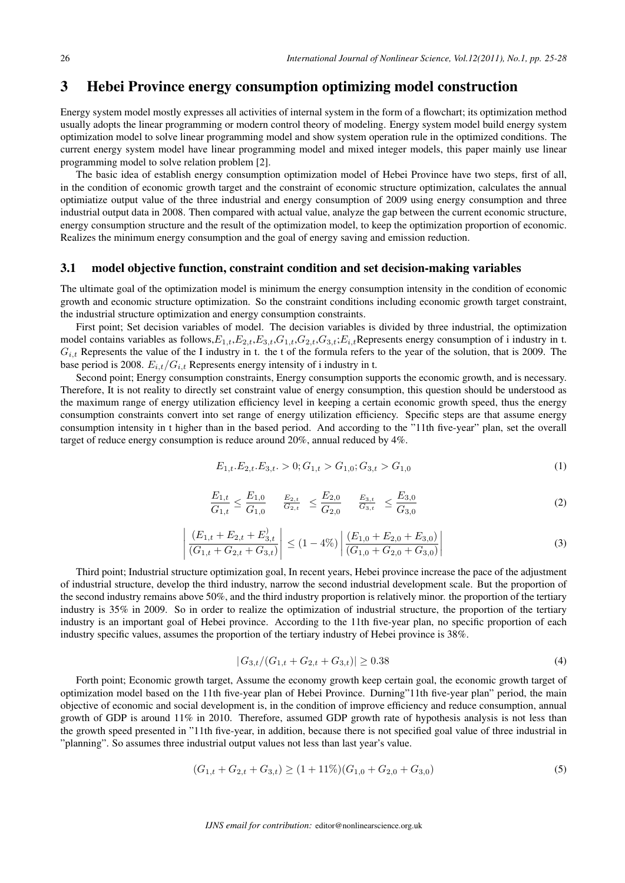## 3 Hebei Province energy consumption optimizing model construction

Energy system model mostly expresses all activities of internal system in the form of a flowchart; its optimization method usually adopts the linear programming or modern control theory of modeling. Energy system model build energy system optimization model to solve linear programming model and show system operation rule in the optimized conditions. The current energy system model have linear programming model and mixed integer models, this paper mainly use linear programming model to solve relation problem [2].

The basic idea of establish energy consumption optimization model of Hebei Province have two steps, first of all, in the condition of economic growth target and the constraint of economic structure optimization, calculates the annual optimiatize output value of the three industrial and energy consumption of 2009 using energy consumption and three industrial output data in 2008. Then compared with actual value, analyze the gap between the current economic structure, energy consumption structure and the result of the optimization model, to keep the optimization proportion of economic. Realizes the minimum energy consumption and the goal of energy saving and emission reduction.

### 3.1 model objective function, constraint condition and set decision-making variables

The ultimate goal of the optimization model is minimum the energy consumption intensity in the condition of economic growth and economic structure optimization. So the constraint conditions including economic growth target constraint, the industrial structure optimization and energy consumption constraints.

First point; Set decision variables of model. The decision variables is divided by three industrial, the optimization model contains variables as follows,$E_{1,t}$,$E_{2,t}$,$E_{3,t}$,$G_{1,t}$,$G_{2,t}$,$G_{3,t}$;$E_{i,t}$Represents energy consumption of i industry in t. $G_{i,t}$ Represents the value of the I industry in t. the t of the formula refers to the year of the solution, that is 2009. The base period is 2008. $E_{i,t}/G_{i,t}$ Represents energy intensity of i industry in t.

Second point; Energy consumption constraints, Energy consumption supports the economic growth, and is necessary. Therefore, It is not reality to directly set constraint value of energy consumption, this question should be understood as the maximum range of energy utilization efficiency level in keeping a certain economic growth speed, thus the energy consumption constraints convert into set range of energy utilization efficiency. Specific steps are that assume energy consumption intensity in t higher than in the based period. And according to the "11th five-year" plan, set the overall target of reduce energy consumption is reduce around 20%, annual reduced by 4%.

$$E_{1,t}.E_{2,t}.E_{3,t}. > 0; G_{1,t} > G_{1,0}; G_{3,t} > G_{1,0} \tag{1}$$

$$\frac{E_{1,t}}{G_{1,t}} \leq \frac{E_{1,0}}{G_{1,0}} \quad \frac{E_{2,t}}{G_{2,t}} \leq \frac{E_{2,0}}{G_{2,0}} \quad \frac{E_{3,t}}{G_{3,t}} \leq \frac{E_{3,0}}{G_{3,0}} \tag{2}$$

$$\left| \frac{(E_{1,t} + E_{2,t} + E_{3,t}^{)}}{(G_{1,t} + G_{2,t} + G_{3,t})} \right| \leq (1 - 4\%) \left| \frac{(E_{1,0} + E_{2,0} + E_{3,0})}{(G_{1,0} + G_{2,0} + G_{3,0})} \right| \tag{3}$$

Third point; Industrial structure optimization goal, In recent years, Hebei province increase the pace of the adjustment of industrial structure, develop the third industry, narrow the second industrial development scale. But the proportion of the second industry remains above 50%, and the third industry proportion is relatively minor. the proportion of the tertiary industry is 35% in 2009. So in order to realize the optimization of industrial structure, the proportion of the tertiary industry is an important goal of Hebei province. According to the 11th five-year plan, no specific proportion of each industry specific values, assumes the proportion of the tertiary industry of Hebei province is 38%.

$$|G_{3,t}/(G_{1,t} + G_{2,t} + G_{3,t})| \geq 0.38 \tag{4}$$

Forth point; Economic growth target, Assume the economy growth keep certain goal, the economic growth target of optimization model based on the 11th five-year plan of Hebei Province. Durning"11th five-year plan" period, the main objective of economic and social development is, in the condition of improve efficiency and reduce consumption, annual growth of GDP is around 11% in 2010. Therefore, assumed GDP growth rate of hypothesis analysis is not less than the growth speed presented in "11th five-year, in addition, because there is not specified goal value of three industrial in "planning". So assumes three industrial output values not less than last year's value.

$$(G_{1,t} + G_{2,t} + G_{3,t}) \geq (1 + 11\%)(G_{1,0} + G_{2,0} + G_{3,0}) \tag{5}$$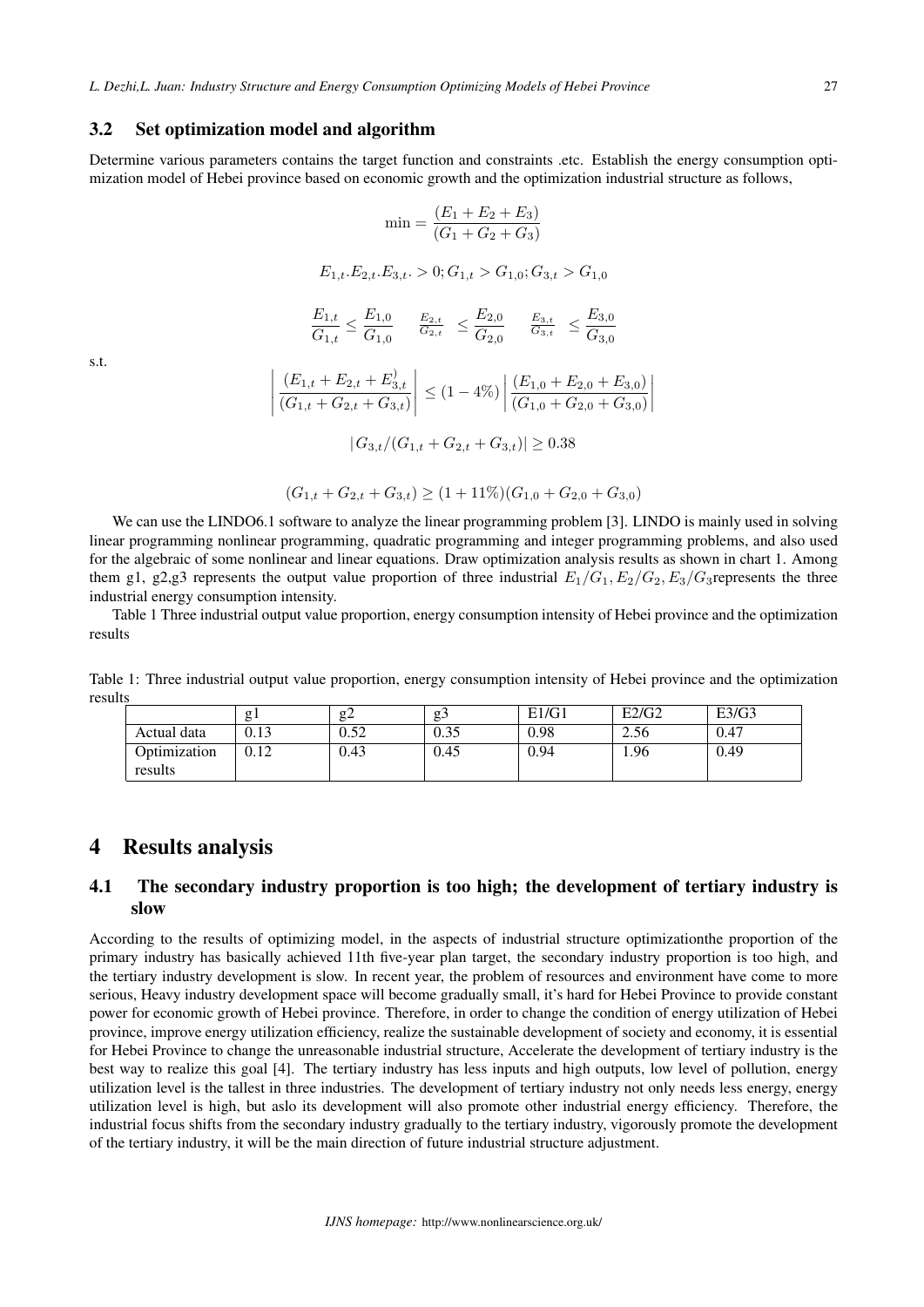### 3.2 Set optimization model and algorithm

Determine various parameters contains the target function and constraints .etc. Establish the energy consumption optimization model of Hebei province based on economic growth and the optimization industrial structure as follows,

$$\min = \frac{(E_1 + E_2 + E_3)}{(G_1 + G_2 + G_3)}$$

s.t.

$$E_{1,t}.E_{2,t}.E_{3,t}. > 0; G_{1,t} > G_{1,0}; G_{3,t} > G_{1,0}$$

$$\frac{E_{1,t}}{G_{1,t}} \leq \frac{E_{1,0}}{G_{1,0}} \quad \frac{E_{2,t}}{G_{2,t}} \leq \frac{E_{2,0}}{G_{2,0}} \quad \frac{E_{3,t}}{G_{3,t}} \leq \frac{E_{3,0}}{G_{3,0}}$$

$$\left| \frac{(E_{1,t} + E_{2,t} + E_{3,t}^{)}}{(G_{1,t} + G_{2,t} + G_{3,t})} \right| \leq (1 - 4\%) \left| \frac{(E_{1,0} + E_{2,0} + E_{3,0})}{(G_{1,0} + G_{2,0} + G_{3,0})} \right|$$

$$|G_{3,t}/(G_{1,t} + G_{2,t} + G_{3,t})| \geq 0.38$$

$$(G_{1,t} + G_{2,t} + G_{3,t}) \geq (1 + 11\%)(G_{1,0} + G_{2,0} + G_{3,0})$$

We can use the LINDO6.1 software to analyze the linear programming problem [3]. LINDO is mainly used in solving linear programming nonlinear programming, quadratic programming and integer programming problems, and also used for the algebraic of some nonlinear and linear equations. Draw optimization analysis results as shown in chart 1. Among them g1, g2,g3 represents the output value proportion of three industrial $E_1/G_1, E_2/G_2, E_3/G_3$represents the three industrial energy consumption intensity.

Table 1 Three industrial output value proportion, energy consumption intensity of Hebei province and the optimization results

Table 1: Three industrial output value proportion, energy consumption intensity of Hebei province and the optimization results

| | g1 | g2 | g3 | E1/G1 | E2/G2 | E3/G3 |
|---|---|---|---|---|---|---|
| Actual data | 0.13 | 0.52 | 0.35 | 0.98 | 2.56 | 0.47 |
| Optimization results | 0.12 | 0.43 | 0.45 | 0.94 | 1.96 | 0.49 |

# 4 Results analysis

## 4.1 The secondary industry proportion is too high; the development of tertiary industry is slow

According to the results of optimizing model, in the aspects of industrial structure optimizationthe proportion of the primary industry has basically achieved 11th five-year plan target, the secondary industry proportion is too high, and the tertiary industry development is slow. In recent year, the problem of resources and environment have come to more serious, Heavy industry development space will become gradually small, it's hard for Hebei Province to provide constant power for economic growth of Hebei province. Therefore, in order to change the condition of energy utilization of Hebei province, improve energy utilization efficiency, realize the sustainable development of society and economy, it is essential for Hebei Province to change the unreasonable industrial structure, Accelerate the development of tertiary industry is the best way to realize this goal [4]. The tertiary industry has less inputs and high outputs, low level of pollution, energy utilization level is the tallest in three industries. The development of tertiary industry not only needs less energy, energy utilization level is high, but aslo its development will also promote other industrial energy efficiency. Therefore, the industrial focus shifts from the secondary industry gradually to the tertiary industry, vigorously promote the development of the tertiary industry, it will be the main direction of future industrial structure adjustment.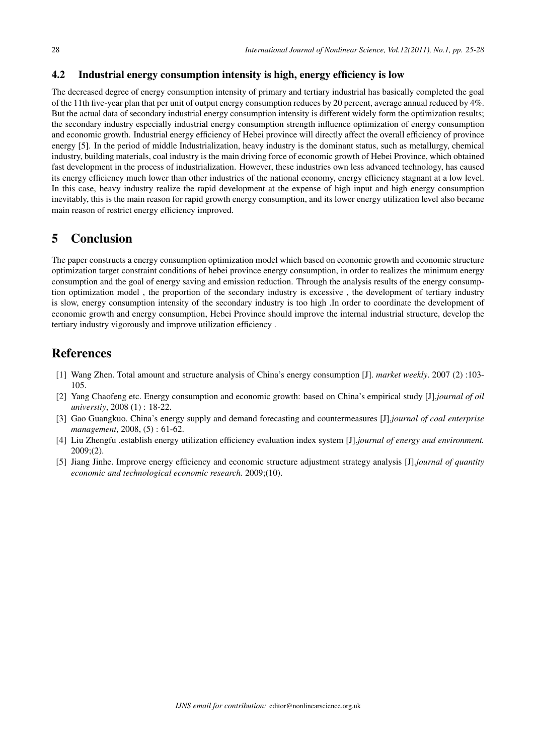### 4.2 Industrial energy consumption intensity is high, energy efficiency is low

The decreased degree of energy consumption intensity of primary and tertiary industrial has basically completed the goal of the 11th five-year plan that per unit of output energy consumption reduces by 20 percent, average annual reduced by 4%. But the actual data of secondary industrial energy consumption intensity is different widely form the optimization results; the secondary industry especially industrial energy consumption strength influence optimization of energy consumption and economic growth. Industrial energy efficiency of Hebei province will directly affect the overall efficiency of province energy [5]. In the period of middle Industrialization, heavy industry is the dominant status, such as metallurgy, chemical industry, building materials, coal industry is the main driving force of economic growth of Hebei Province, which obtained fast development in the process of industrialization. However, these industries own less advanced technology, has caused its energy efficiency much lower than other industries of the national economy, energy efficiency stagnant at a low level. In this case, heavy industry realize the rapid development at the expense of high input and high energy consumption inevitably, this is the main reason for rapid growth energy consumption, and its lower energy utilization level also became main reason of restrict energy efficiency improved.

## 5 Conclusion

The paper constructs a energy consumption optimization model which based on economic growth and economic structure optimization target constraint conditions of hebei province energy consumption, in order to realizes the minimum energy consumption and the goal of energy saving and emission reduction. Through the analysis results of the energy consumption optimization model , the proportion of the secondary industry is excessive , the development of tertiary industry is slow, energy consumption intensity of the secondary industry is too high .In order to coordinate the development of economic growth and energy consumption, Hebei Province should improve the internal industrial structure, develop the tertiary industry vigorously and improve utilization efficiency .

## References

[1] Wang Zhen. Total amount and structure analysis of China's energy consumption [J]. *market weekly*. 2007 (2) :103-105.

[2] Yang Chaofeng etc. Energy consumption and economic growth: based on China's empirical study [J].*journal of oil universtiy*, 2008 (1) : 18-22.

[3] Gao Guangkuo. China's energy supply and demand forecasting and countermeasures [J].*journal of coal enterprise management*, 2008, (5) : 61-62.

[4] Liu Zhengfu .establish energy utilization efficiency evaluation index system [J].*journal of energy and environment.* 2009;(2).

[5] Jiang Jinhe. Improve energy efficiency and economic structure adjustment strategy analysis [J].*journal of quantity economic and technological economic research.* 2009;(10).